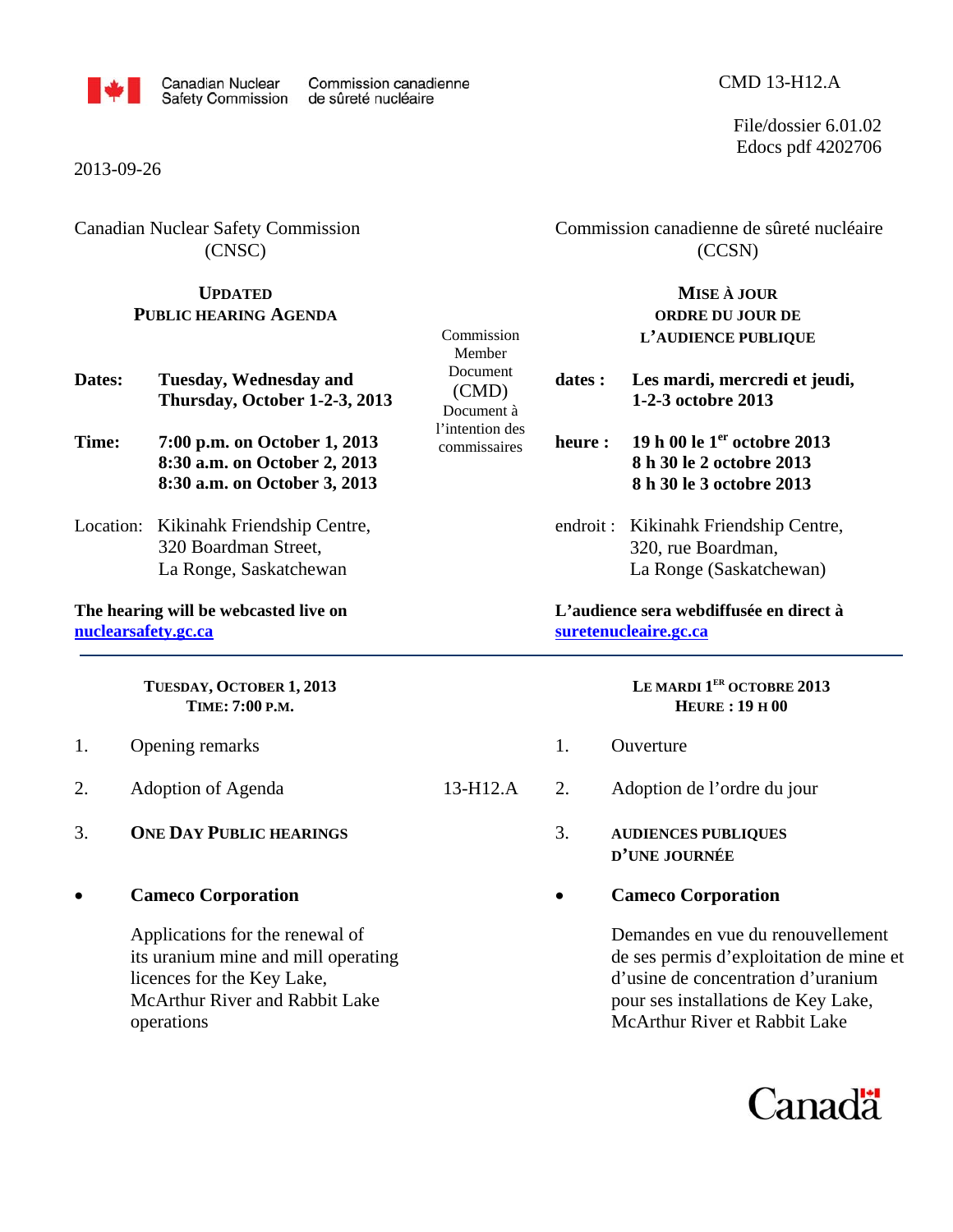Canadian Nuclear Safety Commission / Commission canadienne de sûreté nucléaire

CMD 13-H12.A

File/dossier 6.01.02
Edocs pdf 4202706

2013-09-26

Canadian Nuclear Safety Commission (CNSC)

## UPDATED PUBLIC HEARING AGENDA

Commission Member Document (CMD)

**Dates:** **Tuesday, Wednesday and Thursday, October 1-2-3, 2013**

**Time:** **7:00 p.m. on October 1, 2013**
**8:30 a.m. on October 2, 2013**
**8:30 a.m. on October 3, 2013**

Location: Kikinahk Friendship Centre,
320 Boardman Street,
La Ronge, Saskatchewan

**The hearing will be webcasted live on [nuclearsafety.gc.ca](nuclearsafety.gc.ca)**

### TUESDAY, OCTOBER 1, 2013
### TIME: 7:00 P.M.

1. Opening remarks

2. Adoption of Agenda — 13-H12.A

3. **ONE DAY PUBLIC HEARINGS**

- **Cameco Corporation**

  Applications for the renewal of its uranium mine and mill operating licences for the Key Lake, McArthur River and Rabbit Lake operations

---

Commission canadienne de sûreté nucléaire (CCSN)

## MISE À JOUR ORDRE DU JOUR DE L'AUDIENCE PUBLIQUE

Document à l'intention des commissaires

**dates :** **Les mardi, mercredi et jeudi, 1-2-3 octobre 2013**

**heure :** **19 h 00 le 1er octobre 2013**
**8 h 30 le 2 octobre 2013**
**8 h 30 le 3 octobre 2013**

endroit : Kikinahk Friendship Centre,
320, rue Boardman,
La Ronge (Saskatchewan)

**L'audience sera webdiffusée en direct à [suretenucleaire.gc.ca](suretenucleaire.gc.ca)**

### LE MARDI 1ER OCTOBRE 2013
### HEURE : 19 H 00

1. Ouverture

2. Adoption de l'ordre du jour — 13-H12.A

3. **AUDIENCES PUBLIQUES D'UNE JOURNÉE**

- **Cameco Corporation**

  Demandes en vue du renouvellement de ses permis d'exploitation de mine et d'usine de concentration d'uranium pour ses installations de Key Lake, McArthur River et Rabbit Lake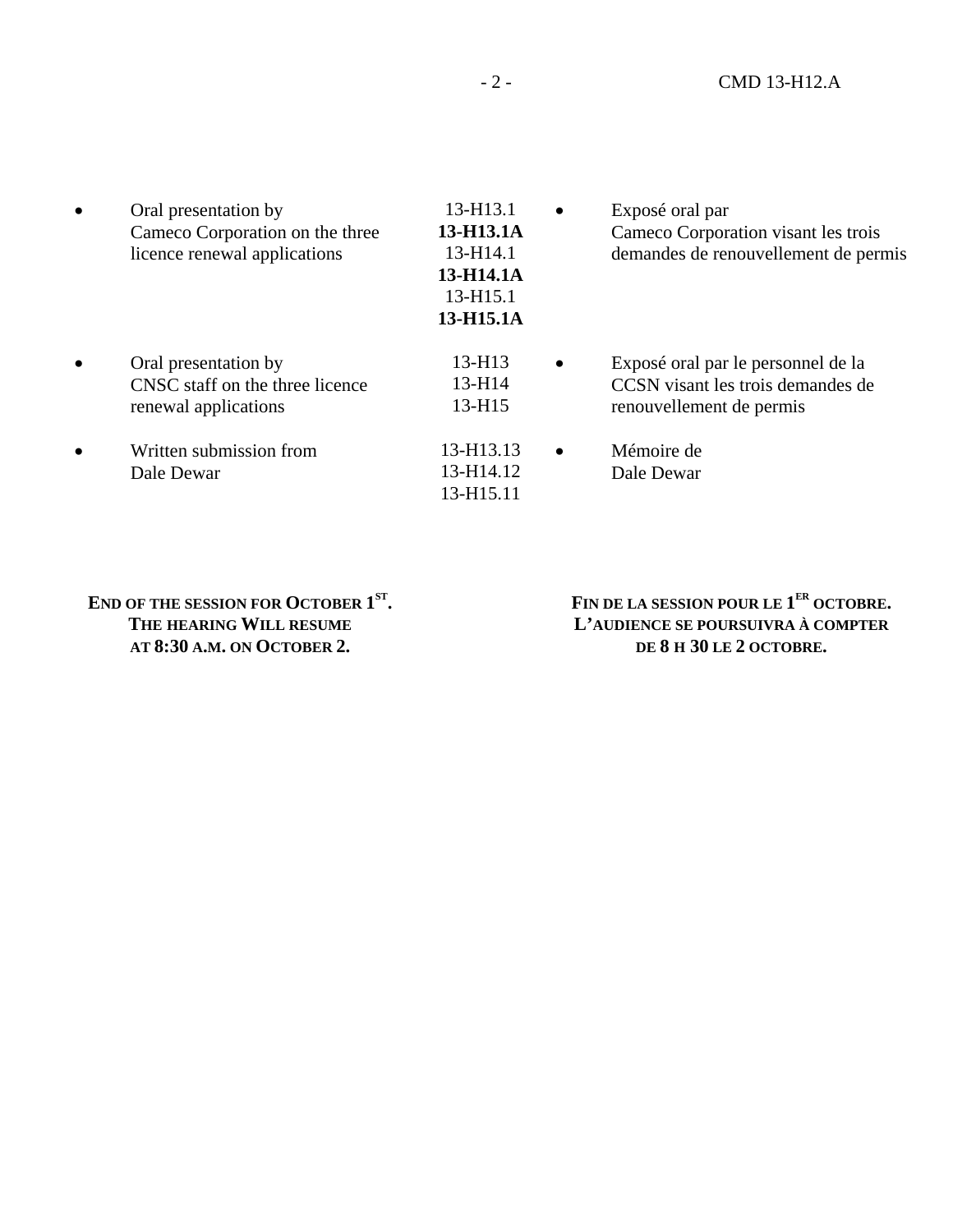| English | CMD | Français |
|---|---|---|
| • Oral presentation by Cameco Corporation on the three licence renewal applications | 13-H13.1<br>**13-H13.1A**<br>13-H14.1<br>**13-H14.1A**<br>13-H15.1<br>**13-H15.1A** | • Exposé oral par Cameco Corporation visant les trois demandes de renouvellement de permis |
| • Oral presentation by CNSC staff on the three licence renewal applications | 13-H13<br>13-H14<br>13-H15 | • Exposé oral par le personnel de la CCSN visant les trois demandes de renouvellement de permis |
| • Written submission from Dale Dewar | 13-H13.13<br>13-H14.12<br>13-H15.11 | • Mémoire de Dale Dewar |

**END OF THE SESSION FOR OCTOBER 1ST. THE HEARING WILL RESUME AT 8:30 A.M. ON OCTOBER 2.**

**FIN DE LA SESSION POUR LE 1ER OCTOBRE. L'AUDIENCE SE POURSUIVRA À COMPTER DE 8 H 30 LE 2 OCTOBRE.**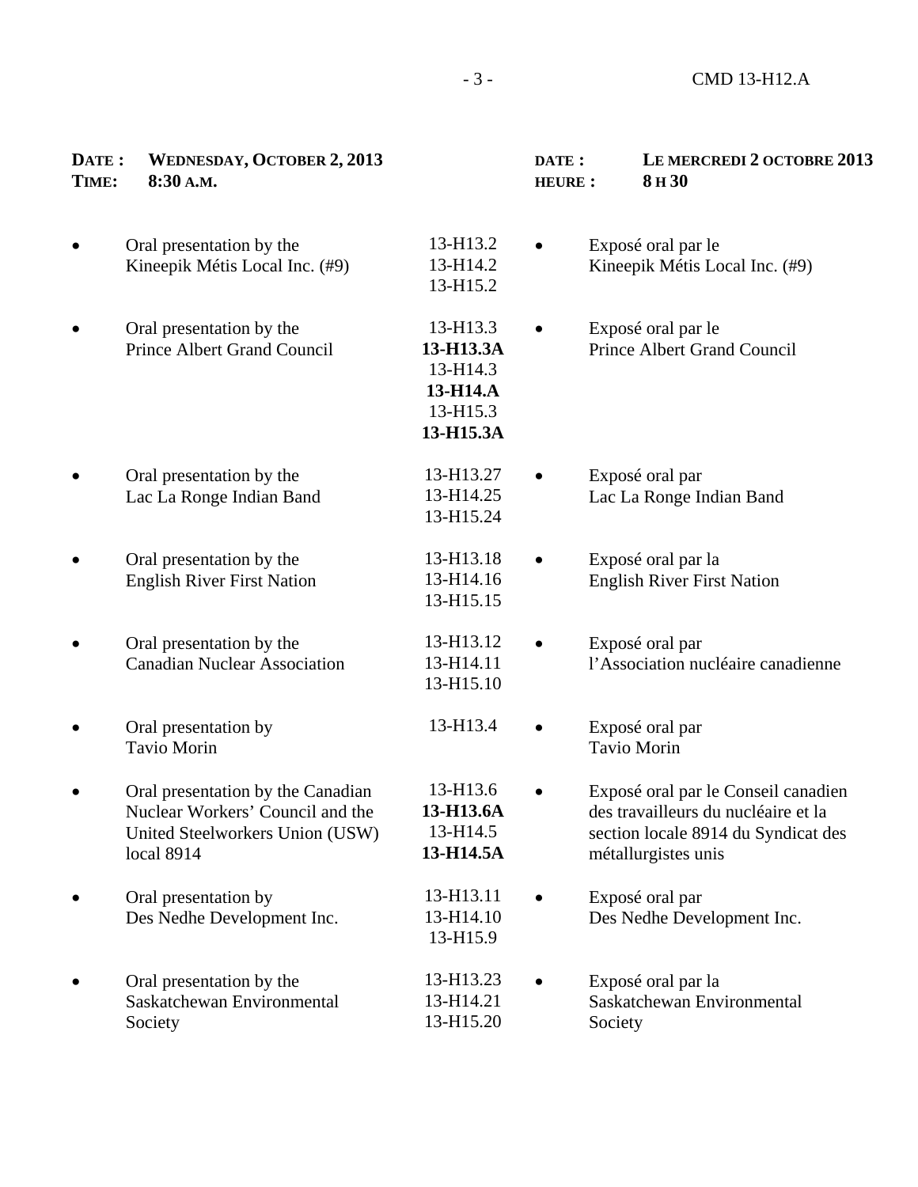| **DATE :** **WEDNESDAY, OCTOBER 2, 2013** | | **DATE :** **LE MERCREDI 2 OCTOBRE 2013** |
|---|---|---|
| **TIME:** **8:30 A.M.** | | **HEURE :** **8 H 30** |
| • Oral presentation by the Kineepik Métis Local Inc. (#9) | 13-H13.2<br>13-H14.2<br>13-H15.2 | • Exposé oral par le Kineepik Métis Local Inc. (#9) |
| • Oral presentation by the Prince Albert Grand Council | 13-H13.3<br>**13-H13.3A**<br>13-H14.3<br>**13-H14.A**<br>13-H15.3<br>**13-H15.3A** | • Exposé oral par le Prince Albert Grand Council |
| • Oral presentation by the Lac La Ronge Indian Band | 13-H13.27<br>13-H14.25<br>13-H15.24 | • Exposé oral par Lac La Ronge Indian Band |
| • Oral presentation by the English River First Nation | 13-H13.18<br>13-H14.16<br>13-H15.15 | • Exposé oral par la English River First Nation |
| • Oral presentation by the Canadian Nuclear Association | 13-H13.12<br>13-H14.11<br>13-H15.10 | • Exposé oral par l'Association nucléaire canadienne |
| • Oral presentation by Tavio Morin | 13-H13.4 | • Exposé oral par Tavio Morin |
| • Oral presentation by the Canadian Nuclear Workers' Council and the United Steelworkers Union (USW) local 8914 | 13-H13.6<br>**13-H13.6A**<br>13-H14.5<br>**13-H14.5A** | • Exposé oral par le Conseil canadien des travailleurs du nucléaire et la section locale 8914 du Syndicat des métallurgistes unis |
| • Oral presentation by Des Nedhe Development Inc. | 13-H13.11<br>13-H14.10<br>13-H15.9 | • Exposé oral par Des Nedhe Development Inc. |
| • Oral presentation by the Saskatchewan Environmental Society | 13-H13.23<br>13-H14.21<br>13-H15.20 | • Exposé oral par la Saskatchewan Environmental Society |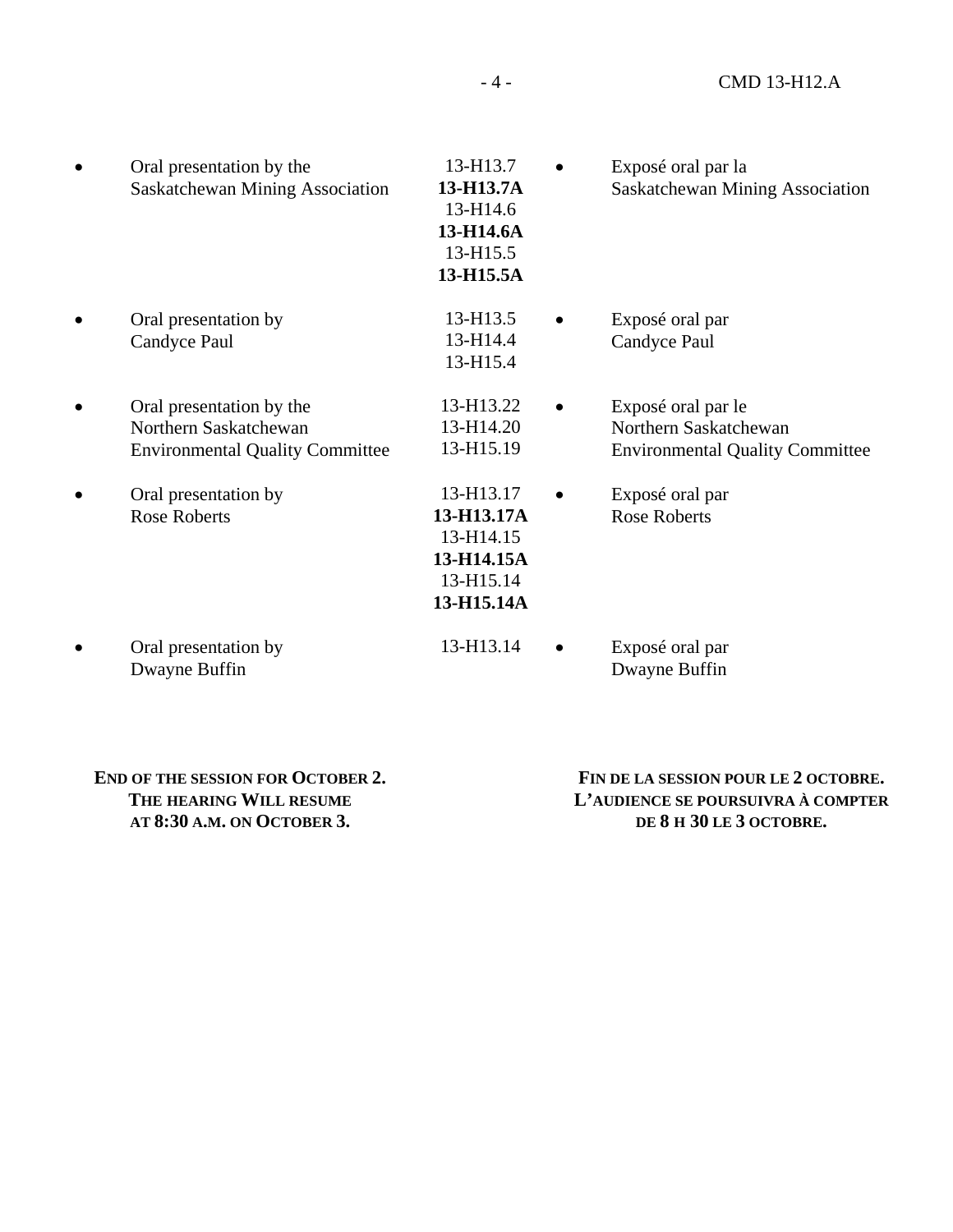| Oral presentation | CMD | Exposé oral |
|---|---|---|
| • Oral presentation by the Saskatchewan Mining Association | 13-H13.7<br>**13-H13.7A**<br>13-H14.6<br>**13-H14.6A**<br>13-H15.5<br>**13-H15.5A** | • Exposé oral par la Saskatchewan Mining Association |
| • Oral presentation by Candyce Paul | 13-H13.5<br>13-H14.4<br>13-H15.4 | • Exposé oral par Candyce Paul |
| • Oral presentation by the Northern Saskatchewan Environmental Quality Committee | 13-H13.22<br>13-H14.20<br>13-H15.19 | • Exposé oral par le Northern Saskatchewan Environmental Quality Committee |
| • Oral presentation by Rose Roberts | 13-H13.17<br>**13-H13.17A**<br>13-H14.15<br>**13-H14.15A**<br>13-H15.14<br>**13-H15.14A** | • Exposé oral par Rose Roberts |
| • Oral presentation by Dwayne Buffin | 13-H13.14 | • Exposé oral par Dwayne Buffin |

**END OF THE SESSION FOR OCTOBER 2. THE HEARING WILL RESUME AT 8:30 A.M. ON OCTOBER 3.**

**FIN DE LA SESSION POUR LE 2 OCTOBRE. L'AUDIENCE SE POURSUIVRA À COMPTER DE 8 H 30 LE 3 OCTOBRE.**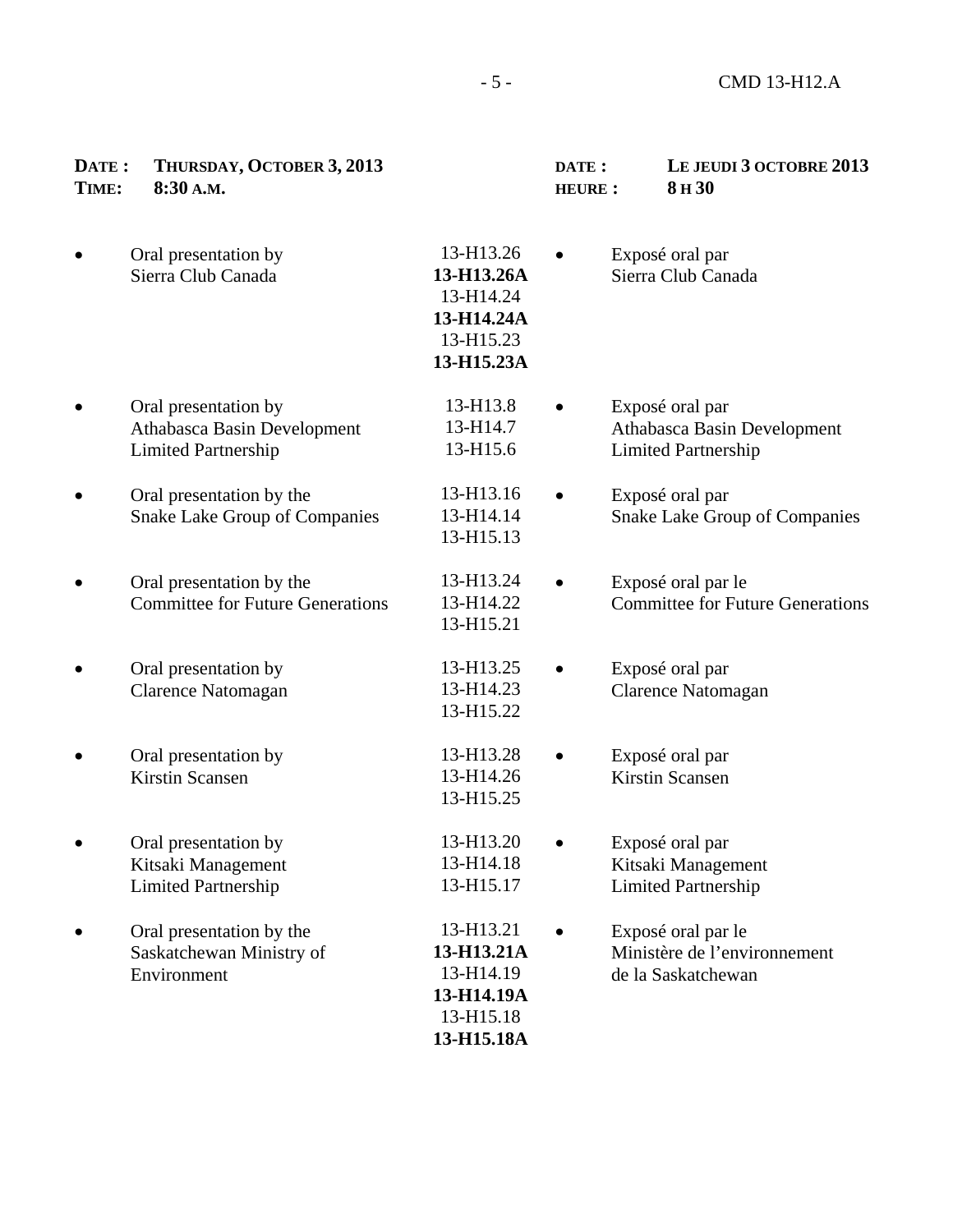| **DATE : THURSDAY, OCTOBER 3, 2013** | | **DATE : LE JEUDI 3 OCTOBRE 2013** |
|---|---|---|
| **TIME: 8:30 A.M.** | | **HEURE : 8 H 30** |
| • Oral presentation by Sierra Club Canada | 13-H13.26<br>**13-H13.26A**<br>13-H14.24<br>**13-H14.24A**<br>13-H15.23<br>**13-H15.23A** | • Exposé oral par Sierra Club Canada |
| • Oral presentation by Athabasca Basin Development Limited Partnership | 13-H13.8<br>13-H14.7<br>13-H15.6 | • Exposé oral par Athabasca Basin Development Limited Partnership |
| • Oral presentation by the Snake Lake Group of Companies | 13-H13.16<br>13-H14.14<br>13-H15.13 | • Exposé oral par Snake Lake Group of Companies |
| • Oral presentation by the Committee for Future Generations | 13-H13.24<br>13-H14.22<br>13-H15.21 | • Exposé oral par le Committee for Future Generations |
| • Oral presentation by Clarence Natomagan | 13-H13.25<br>13-H14.23<br>13-H15.22 | • Exposé oral par Clarence Natomagan |
| • Oral presentation by Kirstin Scansen | 13-H13.28<br>13-H14.26<br>13-H15.25 | • Exposé oral par Kirstin Scansen |
| • Oral presentation by Kitsaki Management Limited Partnership | 13-H13.20<br>13-H14.18<br>13-H15.17 | • Exposé oral par Kitsaki Management Limited Partnership |
| • Oral presentation by the Saskatchewan Ministry of Environment | 13-H13.21<br>**13-H13.21A**<br>13-H14.19<br>**13-H14.19A**<br>13-H15.18<br>**13-H15.18A** | • Exposé oral par le Ministère de l'environnement de la Saskatchewan |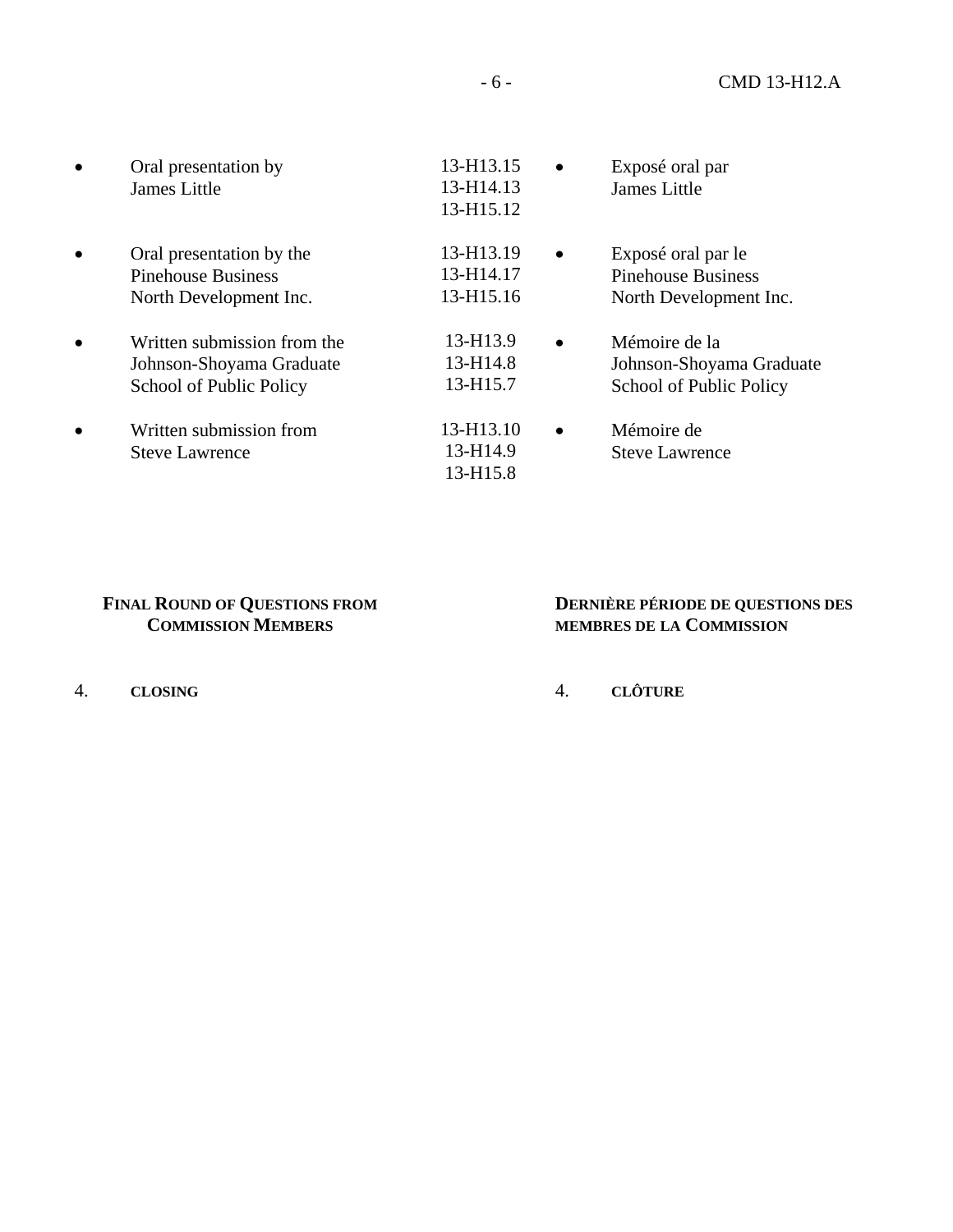- Oral presentation by James Little — 13-H13.15, 13-H14.13, 13-H15.12
- Oral presentation by the Pinehouse Business North Development Inc. — 13-H13.19, 13-H14.17, 13-H15.16
- Written submission from the Johnson-Shoyama Graduate School of Public Policy — 13-H13.9, 13-H14.8, 13-H15.7
- Written submission from Steve Lawrence — 13-H13.10, 13-H14.9, 13-H15.8

- Exposé oral par James Little
- Exposé oral par le Pinehouse Business North Development Inc.
- Mémoire de la Johnson-Shoyama Graduate School of Public Policy
- Mémoire de Steve Lawrence

**FINAL ROUND OF QUESTIONS FROM COMMISSION MEMBERS**

**DERNIÈRE PÉRIODE DE QUESTIONS DES MEMBRES DE LA COMMISSION**

4. **CLOSING**

4. **CLÔTURE**